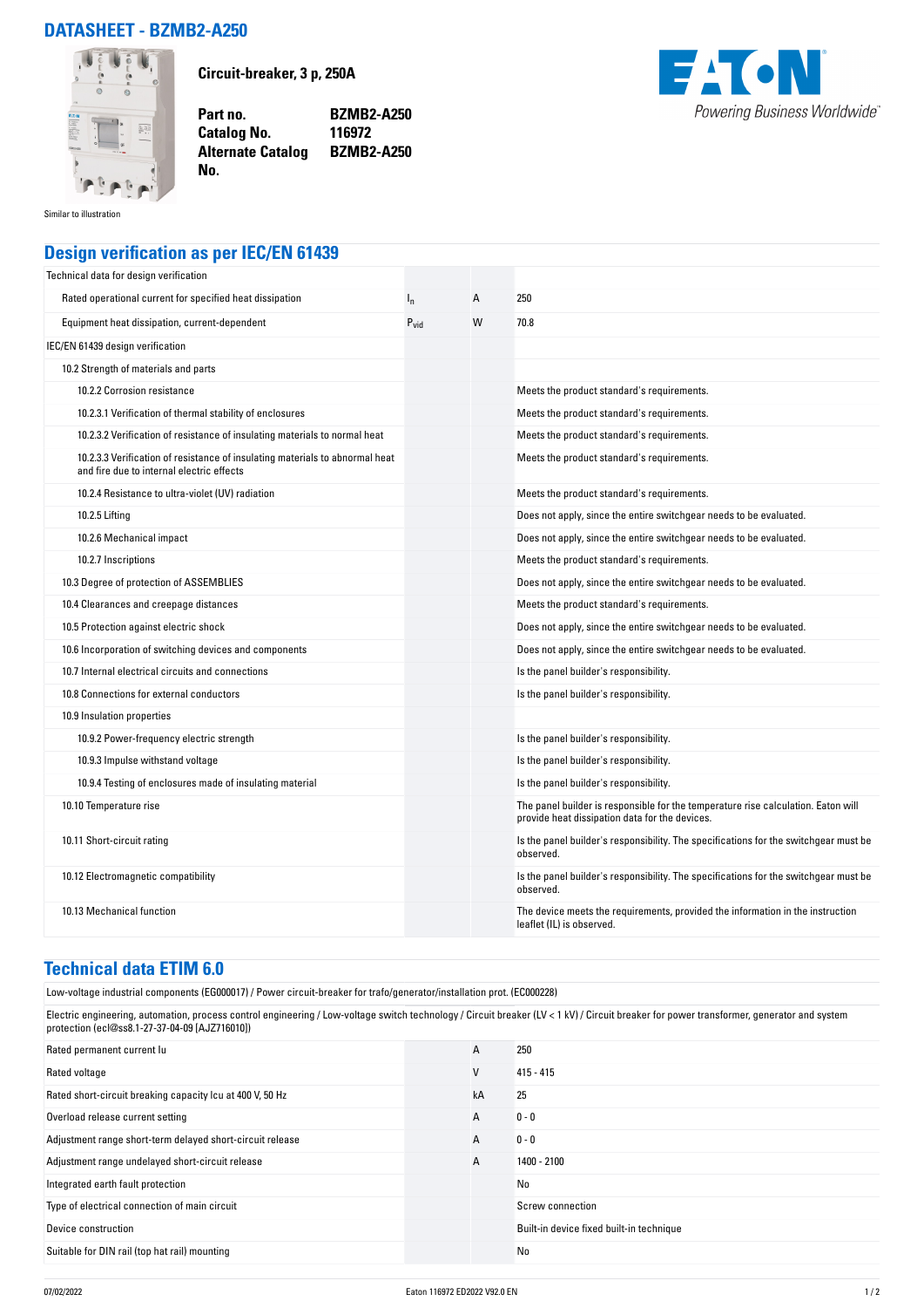# DATASHEET - BZMB2-A250

Circuit-breaker, 3 p, 250A

**Part no.** BZMB2-A250
**Catalog No.** 116972
**Alternate Catalog No.** BZMB2-A250

Similar to illustration

## Design verification as per IEC/EN 61439

| Technical data for design verification | | | |
|---|---|---|---|
| Rated operational current for specified heat dissipation | $I_n$ | A | 250 |
| Equipment heat dissipation, current-dependent | $P_{vid}$ | W | 70.8 |
| IEC/EN 61439 design verification | | | |
| 10.2 Strength of materials and parts | | | |
| 10.2.2 Corrosion resistance | | | Meets the product standard's requirements. |
| 10.2.3.1 Verification of thermal stability of enclosures | | | Meets the product standard's requirements. |
| 10.2.3.2 Verification of resistance of insulating materials to normal heat | | | Meets the product standard's requirements. |
| 10.2.3.3 Verification of resistance of insulating materials to abnormal heat and fire due to internal electric effects | | | Meets the product standard's requirements. |
| 10.2.4 Resistance to ultra-violet (UV) radiation | | | Meets the product standard's requirements. |
| 10.2.5 Lifting | | | Does not apply, since the entire switchgear needs to be evaluated. |
| 10.2.6 Mechanical impact | | | Does not apply, since the entire switchgear needs to be evaluated. |
| 10.2.7 Inscriptions | | | Meets the product standard's requirements. |
| 10.3 Degree of protection of ASSEMBLIES | | | Does not apply, since the entire switchgear needs to be evaluated. |
| 10.4 Clearances and creepage distances | | | Meets the product standard's requirements. |
| 10.5 Protection against electric shock | | | Does not apply, since the entire switchgear needs to be evaluated. |
| 10.6 Incorporation of switching devices and components | | | Does not apply, since the entire switchgear needs to be evaluated. |
| 10.7 Internal electrical circuits and connections | | | Is the panel builder's responsibility. |
| 10.8 Connections for external conductors | | | Is the panel builder's responsibility. |
| 10.9 Insulation properties | | | |
| 10.9.2 Power-frequency electric strength | | | Is the panel builder's responsibility. |
| 10.9.3 Impulse withstand voltage | | | Is the panel builder's responsibility. |
| 10.9.4 Testing of enclosures made of insulating material | | | Is the panel builder's responsibility. |
| 10.10 Temperature rise | | | The panel builder is responsible for the temperature rise calculation. Eaton will provide heat dissipation data for the devices. |
| 10.11 Short-circuit rating | | | Is the panel builder's responsibility. The specifications for the switchgear must be observed. |
| 10.12 Electromagnetic compatibility | | | Is the panel builder's responsibility. The specifications for the switchgear must be observed. |
| 10.13 Mechanical function | | | The device meets the requirements, provided the information in the instruction leaflet (IL) is observed. |

## Technical data ETIM 6.0

Low-voltage industrial components (EG000017) / Power circuit-breaker for trafo/generator/installation prot. (EC000228)

Electric engineering, automation, process control engineering / Low-voltage switch technology / Circuit breaker (LV < 1 kV) / Circuit breaker for power transformer, generator and system protection (ecl@ss8.1-27-37-04-09 [AJZ716010])

| | | |
|---|---|---|
| Rated permanent current Iu | A | 250 |
| Rated voltage | V | 415 - 415 |
| Rated short-circuit breaking capacity Icu at 400 V, 50 Hz | kA | 25 |
| Overload release current setting | A | 0 - 0 |
| Adjustment range short-term delayed short-circuit release | A | 0 - 0 |
| Adjustment range undelayed short-circuit release | A | 1400 - 2100 |
| Integrated earth fault protection | | No |
| Type of electrical connection of main circuit | | Screw connection |
| Device construction | | Built-in device fixed built-in technique |
| Suitable for DIN rail (top hat rail) mounting | | No |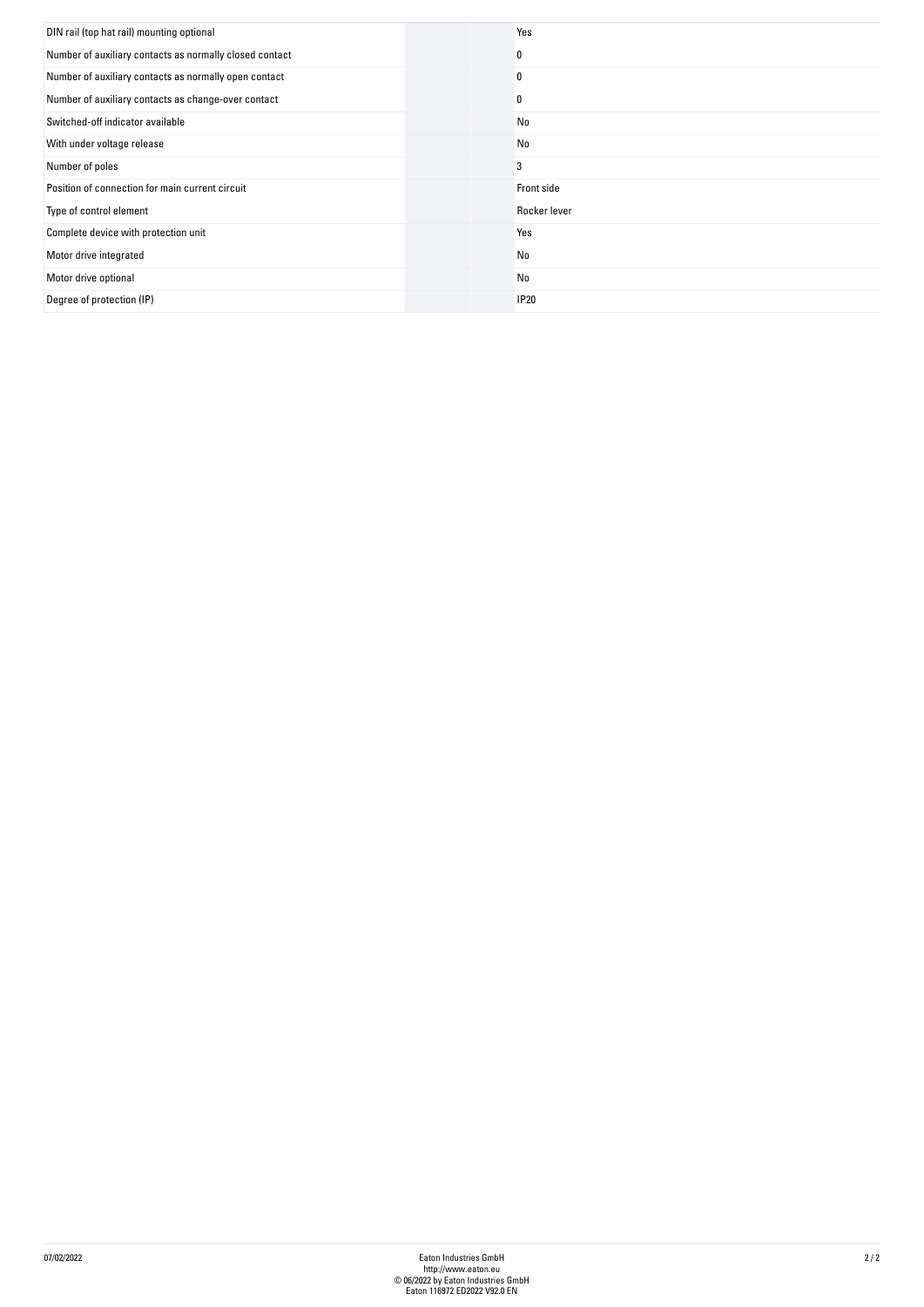| | | |
|---|---|---|
| DIN rail (top hat rail) mounting optional | | Yes |
| Number of auxiliary contacts as normally closed contact | | 0 |
| Number of auxiliary contacts as normally open contact | | 0 |
| Number of auxiliary contacts as change-over contact | | 0 |
| Switched-off indicator available | | No |
| With under voltage release | | No |
| Number of poles | | 3 |
| Position of connection for main current circuit | | Front side |
| Type of control element | | Rocker lever |
| Complete device with protection unit | | Yes |
| Motor drive integrated | | No |
| Motor drive optional | | No |
| Degree of protection (IP) | | IP20 |